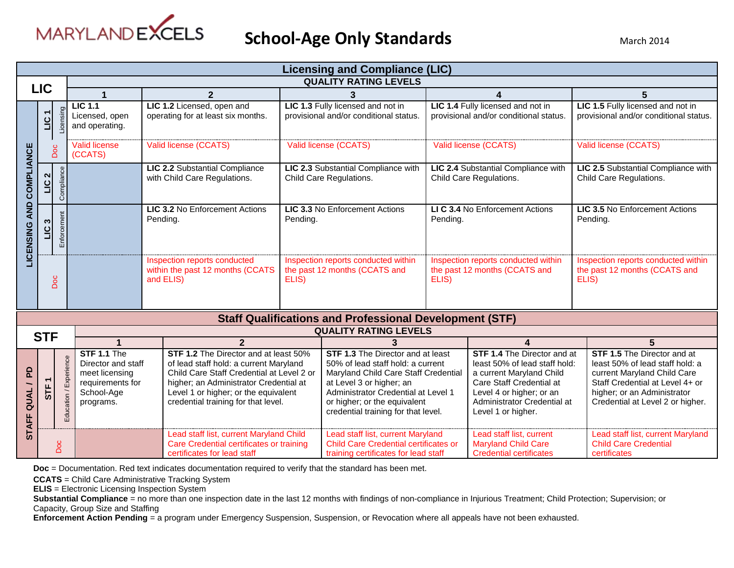# MARYLAND EXCELS

## School-Age Only Standards

March 2014

| Licensing and Compliance (LIC) | | | | | | |
|---|---|---|---|---|---|---|
| **LIC** | | **QUALITY RATING LEVELS** | | | | |
| | | **1** | **2** | **3** | **4** | **5** |
| **LICENSING AND COMPLIANCE** | **LIC 1** Licensing | **LIC 1.1** Licensed, open and operating. | **LIC 1.2** Licensed, open and operating for at least six months. | **LIC 1.3** Fully licensed and not in provisional and/or conditional status. | **LIC 1.4** Fully licensed and not in provisional and/or conditional status. | **LIC 1.5** Fully licensed and not in provisional and/or conditional status. |
| | Doc | Valid license (CCATS) | Valid license (CCATS) | Valid license (CCATS) | Valid license (CCATS) | Valid license (CCATS) |
| | **LIC 2** Compliance | | **LIC 2.2** Substantial Compliance with Child Care Regulations. | **LIC 2.3** Substantial Compliance with Child Care Regulations. | **LIC 2.4** Substantial Compliance with Child Care Regulations. | **LIC 2.5** Substantial Compliance with Child Care Regulations. |
| | **LIC 3** Enforcement | | **LIC 3.2** No Enforcement Actions Pending. | **LIC 3.3** No Enforcement Actions Pending. | **LI C 3.4** No Enforcement Actions Pending. | **LIC 3.5** No Enforcement Actions Pending. |
| | Doc | | Inspection reports conducted within the past 12 months (CCATS and ELIS) | Inspection reports conducted within the past 12 months (CCATS and ELIS) | Inspection reports conducted within the past 12 months (CCATS and ELIS) | Inspection reports conducted within the past 12 months (CCATS and ELIS) |

| Staff Qualifications and Professional Development (STF) | | | | | | |
|---|---|---|---|---|---|---|
| **STF** | | **QUALITY RATING LEVELS** | | | | |
| | | **1** | **2** | **3** | **4** | **5** |
| **STAFF QUAL / PD** | **STF 1** Education / Experience | **STF 1.1** The Director and staff meet licensing requirements for School-Age programs. | **STF 1.2** The Director and at least 50% of lead staff hold: a current Maryland Child Care Staff Credential at Level 2 or higher; an Administrator Credential at Level 1 or higher; or the equivalent credential training for that level. | **STF 1.3** The Director and at least 50% of lead staff hold: a current Maryland Child Care Staff Credential at Level 3 or higher; an Administrator Credential at Level 1 or higher; or the equivalent credential training for that level. | **STF 1.4** The Director and at least 50% of lead staff hold: a current Maryland Child Care Staff Credential at Level 4 or higher; or an Administrator Credential at Level 1 or higher. | **STF 1.5** The Director and at least 50% of lead staff hold: a current Maryland Child Care Staff Credential at Level 4+ or higher; or an Administrator Credential at Level 2 or higher. |
| | Doc | | Lead staff list, current Maryland Child Care Credential certificates or training certificates for lead staff | Lead staff list, current Maryland Child Care Credential certificates or training certificates for lead staff | Lead staff list, current Maryland Child Care Credential certificates | Lead staff list, current Maryland Child Care Credential certificates |

**Doc** = Documentation. Red text indicates documentation required to verify that the standard has been met.

**CCATS** = Child Care Administrative Tracking System

**ELIS** = Electronic Licensing Inspection System

**Substantial Compliance** = no more than one inspection date in the last 12 months with findings of non-compliance in Injurious Treatment; Child Protection; Supervision; or Capacity, Group Size and Staffing

**Enforcement Action Pending** = a program under Emergency Suspension, Suspension, or Revocation where all appeals have not been exhausted.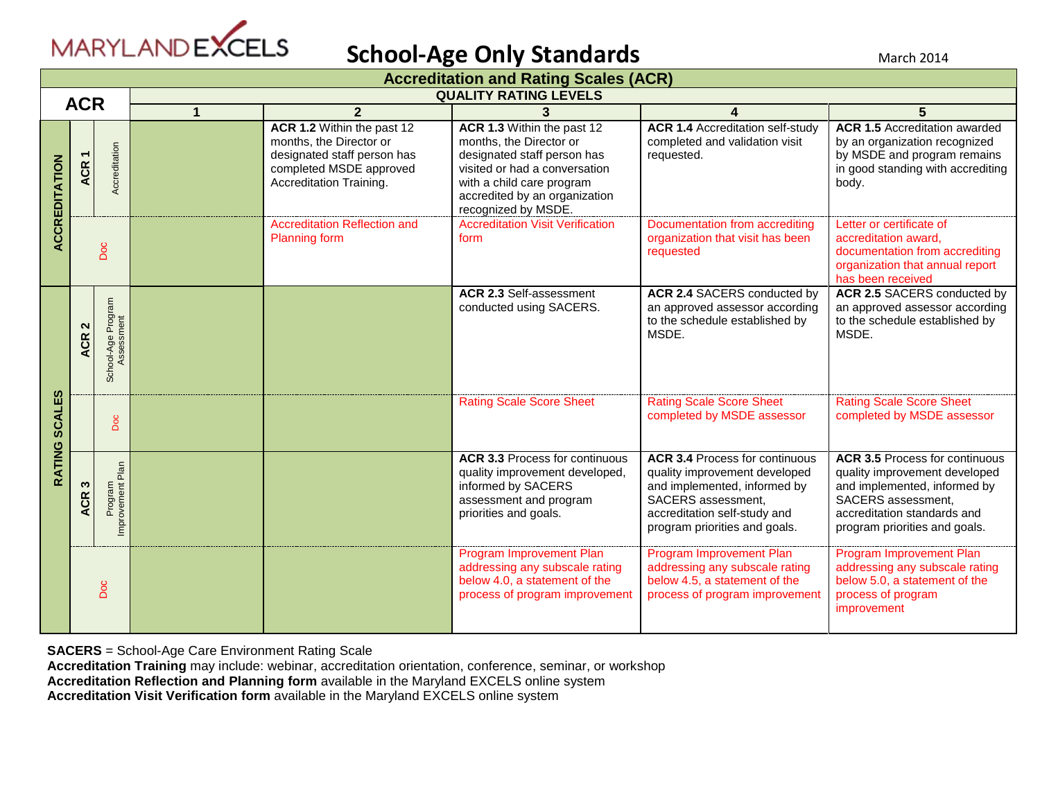# School-Age Only Standards

March 2014

## Accreditation and Rating Scales (ACR)

| ACR | | | QUALITY RATING LEVELS | | | | |
|---|---|---|---|---|---|---|---|
| | | | 1 | 2 | 3 | 4 | 5 |
| ACCREDITATION | ACR 1 | Accreditation | | **ACR 1.2** Within the past 12 months, the Director or designated staff person has completed MSDE approved Accreditation Training. | **ACR 1.3** Within the past 12 months, the Director or designated staff person has visited or had a conversation with a child care program accredited by an organization recognized by MSDE. | **ACR 1.4** Accreditation self-study completed and validation visit requested. | **ACR 1.5** Accreditation awarded by an organization recognized by MSDE and program remains in good standing with accrediting body. |
| | Doc | | | Accreditation Reflection and Planning form | Accreditation Visit Verification form | Documentation from accrediting organization that visit has been requested | Letter or certificate of accreditation award, documentation from accrediting organization that annual report has been received |
| RATING SCALES | ACR 2 | School-Age Program Assessment | | | **ACR 2.3** Self-assessment conducted using SACERS. | **ACR 2.4** SACERS conducted by an approved assessor according to the schedule established by MSDE. | **ACR 2.5** SACERS conducted by an approved assessor according to the schedule established by MSDE. |
| | | Doc | | | Rating Scale Score Sheet | Rating Scale Score Sheet completed by MSDE assessor | Rating Scale Score Sheet completed by MSDE assessor |
| | ACR 3 | Program Improvement Plan | | | **ACR 3.3** Process for continuous quality improvement developed, informed by SACERS assessment and program priorities and goals. | **ACR 3.4** Process for continuous quality improvement developed and implemented, informed by SACERS assessment, accreditation self-study and program priorities and goals. | **ACR 3.5** Process for continuous quality improvement developed and implemented, informed by SACERS assessment, accreditation standards and program priorities and goals. |
| | Doc | | | | Program Improvement Plan addressing any subscale rating below 4.0, a statement of the process of program improvement | Program Improvement Plan addressing any subscale rating below 4.5, a statement of the process of program improvement | Program Improvement Plan addressing any subscale rating below 5.0, a statement of the process of program improvement |

**SACERS** = School-Age Care Environment Rating Scale
**Accreditation Training** may include: webinar, accreditation orientation, conference, seminar, or workshop
**Accreditation Reflection and Planning form** available in the Maryland EXCELS online system
**Accreditation Visit Verification form** available in the Maryland EXCELS online system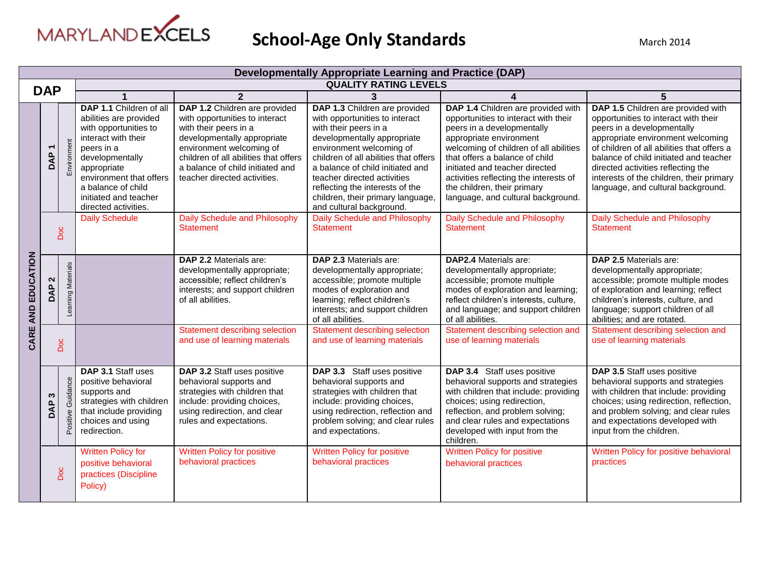# School-Age Only Standards

March 2014

| DAP | | | Developmentally Appropriate Learning and Practice (DAP) — QUALITY RATING LEVELS 1 | 2 | 3 | 4 | 5 |
|---|---|---|---|---|---|---|---|
| CARE AND EDUCATION | DAP 1 | Environment | **DAP 1.1** Children of all abilities are provided with opportunities to interact with their peers in a developmentally appropriate environment that offers a balance of child initiated and teacher directed activities. | **DAP 1.2** Children are provided with opportunities to interact with their peers in a developmentally appropriate environment welcoming of children of all abilities that offers a balance of child initiated and teacher directed activities. | **DAP 1.3** Children are provided with opportunities to interact with their peers in a developmentally appropriate environment welcoming of children of all abilities that offers a balance of child initiated and teacher directed activities reflecting the interests of the children, their primary language, and cultural background. | **DAP 1.4** Children are provided with opportunities to interact with their peers in a developmentally appropriate environment welcoming of children of all abilities that offers a balance of child initiated and teacher directed activities reflecting the interests of the children, their primary language, and cultural background. | **DAP 1.5** Children are provided with opportunities to interact with their peers in a developmentally appropriate environment welcoming of children of all abilities that offers a balance of child initiated and teacher directed activities reflecting the interests of the children, their primary language, and cultural background. |
| | | Doc | Daily Schedule | Daily Schedule and Philosophy Statement | Daily Schedule and Philosophy Statement | Daily Schedule and Philosophy Statement | Daily Schedule and Philosophy Statement |
| | DAP 2 | Learning Materials | | **DAP 2.2** Materials are: developmentally appropriate; accessible; reflect children's interests; and support children of all abilities. | **DAP 2.3** Materials are: developmentally appropriate; accessible; promote multiple modes of exploration and learning; reflect children's interests; and support children of all abilities. | **DAP2.4** Materials are: developmentally appropriate; accessible; promote multiple modes of exploration and learning; reflect children's interests, culture, and language; and support children of all abilities. | **DAP 2.5** Materials are: developmentally appropriate; accessible; promote multiple modes of exploration and learning; reflect children's interests, culture, and language; support children of all abilities; and are rotated. |
| | | Doc | | Statement describing selection and use of learning materials | Statement describing selection and use of learning materials | Statement describing selection and use of learning materials | Statement describing selection and use of learning materials |
| | DAP 3 | Positive Guidance | **DAP 3.1** Staff uses positive behavioral supports and strategies with children that include providing choices and using redirection. | **DAP 3.2** Staff uses positive behavioral supports and strategies with children that include: providing choices, using redirection, and clear rules and expectations. | **DAP 3.3** Staff uses positive behavioral supports and strategies with children that include: providing choices, using redirection, reflection and problem solving; and clear rules and expectations. | **DAP 3.4** Staff uses positive behavioral supports and strategies with children that include: providing choices; using redirection, reflection, and problem solving; and clear rules and expectations developed with input from the children. | **DAP 3.5** Staff uses positive behavioral supports and strategies with children that include: providing choices; using redirection, reflection, and problem solving; and clear rules and expectations developed with input from the children. |
| | | Doc | Written Policy for positive behavioral practices (Discipline Policy) | Written Policy for positive behavioral practices | Written Policy for positive behavioral practices | Written Policy for positive behavioral practices | Written Policy for positive behavioral practices |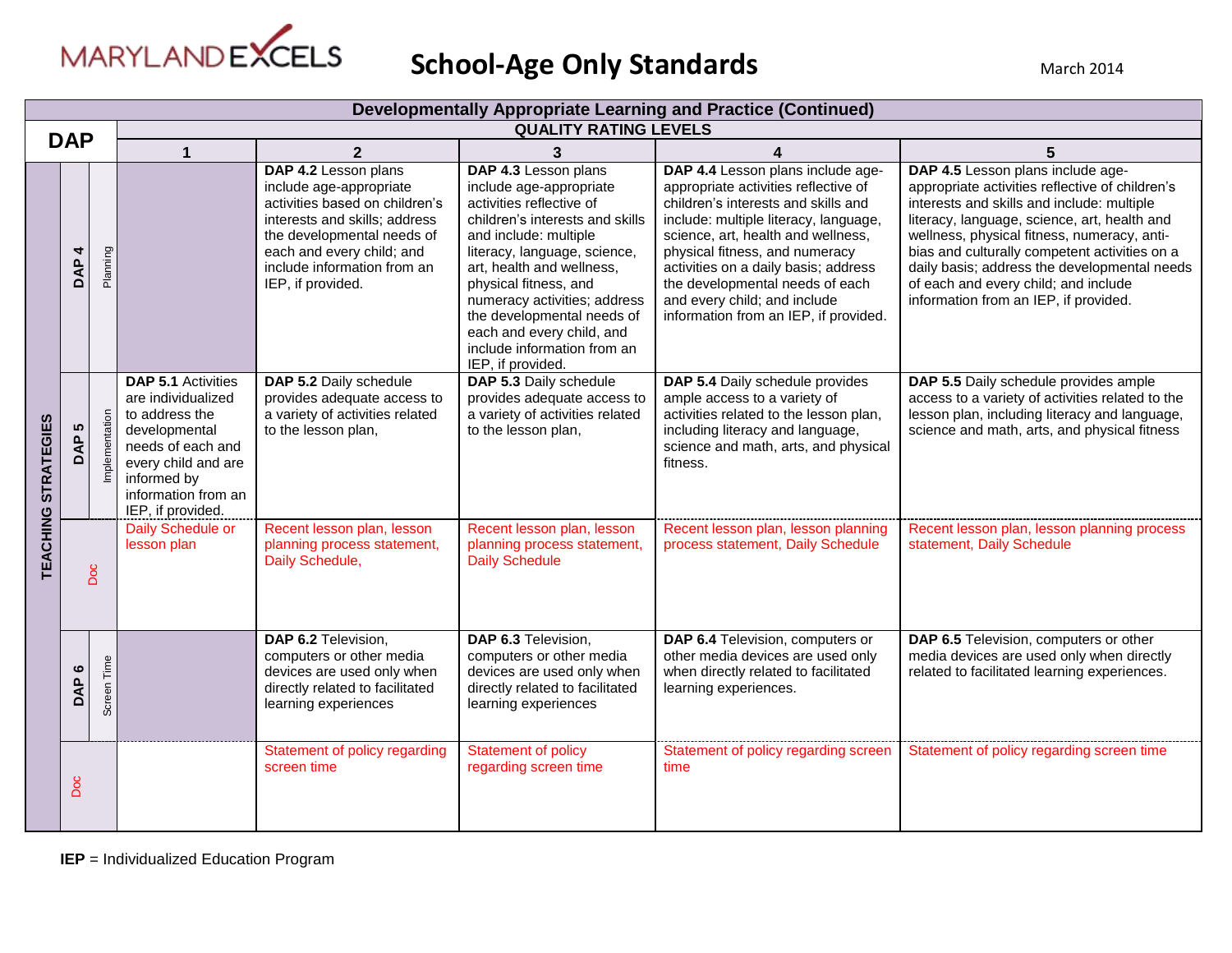MARYLAND EXCELS

# School-Age Only Standards

March 2014

| Developmentally Appropriate Learning and Practice (Continued) | | | | | | |
|---|---|---|---|---|---|---|
| **DAP** | | **QUALITY RATING LEVELS** | | | | |
| | | **1** | **2** | **3** | **4** | **5** |
| **TEACHING STRATEGIES** | **DAP 4** Planning | | **DAP 4.2** Lesson plans include age-appropriate activities based on children's interests and skills; address the developmental needs of each and every child; and include information from an IEP, if provided. | **DAP 4.3** Lesson plans include age-appropriate activities reflective of children's interests and skills and include: multiple literacy, language, science, art, health and wellness, physical fitness, and numeracy activities; address the developmental needs of each and every child, and include information from an IEP, if provided. | **DAP 4.4** Lesson plans include age-appropriate activities reflective of children's interests and skills and include: multiple literacy, language, science, art, health and wellness, physical fitness, and numeracy activities on a daily basis; address the developmental needs of each and every child; and include information from an IEP, if provided. | **DAP 4.5** Lesson plans include age-appropriate activities reflective of children's interests and skills and include: multiple literacy, language, science, art, health and wellness, physical fitness, numeracy, anti-bias and culturally competent activities on a daily basis; address the developmental needs of each and every child; and include information from an IEP, if provided. |
| | **DAP 5** Implementation | **DAP 5.1** Activities are individualized to address the developmental needs of each and every child and are informed by information from an IEP, if provided. | **DAP 5.2** Daily schedule provides adequate access to a variety of activities related to the lesson plan, | **DAP 5.3** Daily schedule provides adequate access to a variety of activities related to the lesson plan, | **DAP 5.4** Daily schedule provides ample access to a variety of activities related to the lesson plan, including literacy and language, science and math, arts, and physical fitness. | **DAP 5.5** Daily schedule provides ample access to a variety of activities related to the lesson plan, including literacy and language, science and math, arts, and physical fitness |
| | Doc | Daily Schedule or lesson plan | Recent lesson plan, lesson planning process statement, Daily Schedule, | Recent lesson plan, lesson planning process statement, Daily Schedule | Recent lesson plan, lesson planning process statement, Daily Schedule | Recent lesson plan, lesson planning process statement, Daily Schedule |
| | **DAP 6** Screen Time | | **DAP 6.2** Television, computers or other media devices are used only when directly related to facilitated learning experiences | **DAP 6.3** Television, computers or other media devices are used only when directly related to facilitated learning experiences | **DAP 6.4** Television, computers or other media devices are used only when directly related to facilitated learning experiences. | **DAP 6.5** Television, computers or other media devices are used only when directly related to facilitated learning experiences. |
| | Doc | | Statement of policy regarding screen time | Statement of policy regarding screen time | Statement of policy regarding screen time | Statement of policy regarding screen time |

**IEP** = Individualized Education Program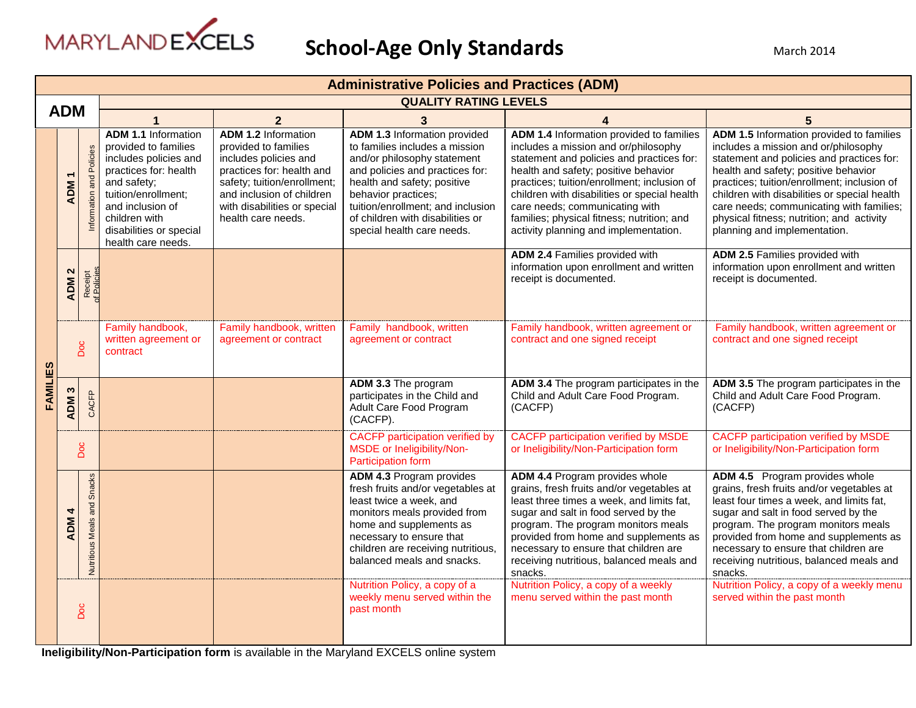MARYLAND EXCELS

# School-Age Only Standards

March 2014

| Administrative Policies and Practices (ADM) | | | | | | |
|---|---|---|---|---|---|---|
| **ADM** | | **QUALITY RATING LEVELS** | | | | |
| | | **1** | **2** | **3** | **4** | **5** |
| **FAMILIES** | **ADM 1** Information and Policies | **ADM 1.1** Information provided to families includes policies and practices for: health and safety; tuition/enrollment; and inclusion of children with disabilities or special health care needs. | **ADM 1.2** Information provided to families includes policies and practices for: health and safety; tuition/enrollment; and inclusion of children with disabilities or special health care needs. | **ADM 1.3** Information provided to families includes a mission and/or philosophy statement and policies and practices for: health and safety; positive behavior practices; tuition/enrollment; and inclusion of children with disabilities or special health care needs. | **ADM 1.4** Information provided to families includes a mission and or/philosophy statement and policies and practices for: health and safety; positive behavior practices; tuition/enrollment; inclusion of children with disabilities or special health care needs; communicating with families; physical fitness; nutrition; and activity planning and implementation. | **ADM 1.5** Information provided to families includes a mission and or/philosophy statement and policies and practices for: health and safety; positive behavior practices; tuition/enrollment; inclusion of children with disabilities or special health care needs; communicating with families; physical fitness; nutrition; and activity planning and implementation. |
| | **ADM 2** Receipt of Policies | | | | **ADM 2.4** Families provided with information upon enrollment and written receipt is documented. | **ADM 2.5** Families provided with information upon enrollment and written receipt is documented. |
| | Doc | Family handbook, written agreement or contract | Family handbook, written agreement or contract | Family handbook, written agreement or contract | Family handbook, written agreement or contract and one signed receipt | Family handbook, written agreement or contract and one signed receipt |
| | **ADM 3** CACFP | | | **ADM 3.3** The program participates in the Child and Adult Care Food Program (CACFP). | **ADM 3.4** The program participates in the Child and Adult Care Food Program. (CACFP) | **ADM 3.5** The program participates in the Child and Adult Care Food Program. (CACFP) |
| | Doc | | | CACFP participation verified by MSDE or Ineligibility/Non-Participation form | CACFP participation verified by MSDE or Ineligibility/Non-Participation form | CACFP participation verified by MSDE or Ineligibility/Non-Participation form |
| | **ADM 4** Nutritious Meals and Snacks | | | **ADM 4.3** Program provides fresh fruits and/or vegetables at least twice a week, and monitors meals provided from home and supplements as necessary to ensure that children are receiving nutritious, balanced meals and snacks. | **ADM 4.4** Program provides whole grains, fresh fruits and/or vegetables at least three times a week, and limits fat, sugar and salt in food served by the program. The program monitors meals provided from home and supplements as necessary to ensure that children are receiving nutritious, balanced meals and snacks. | **ADM 4.5** Program provides whole grains, fresh fruits and/or vegetables at least four times a week, and limits fat, sugar and salt in food served by the program. The program monitors meals provided from home and supplements as necessary to ensure that children are receiving nutritious, balanced meals and snacks. |
| | Doc | | | Nutrition Policy, a copy of a weekly menu served within the past month | Nutrition Policy, a copy of a weekly menu served within the past month | Nutrition Policy, a copy of a weekly menu served within the past month |

**Ineligibility/Non-Participation form** is available in the Maryland EXCELS online system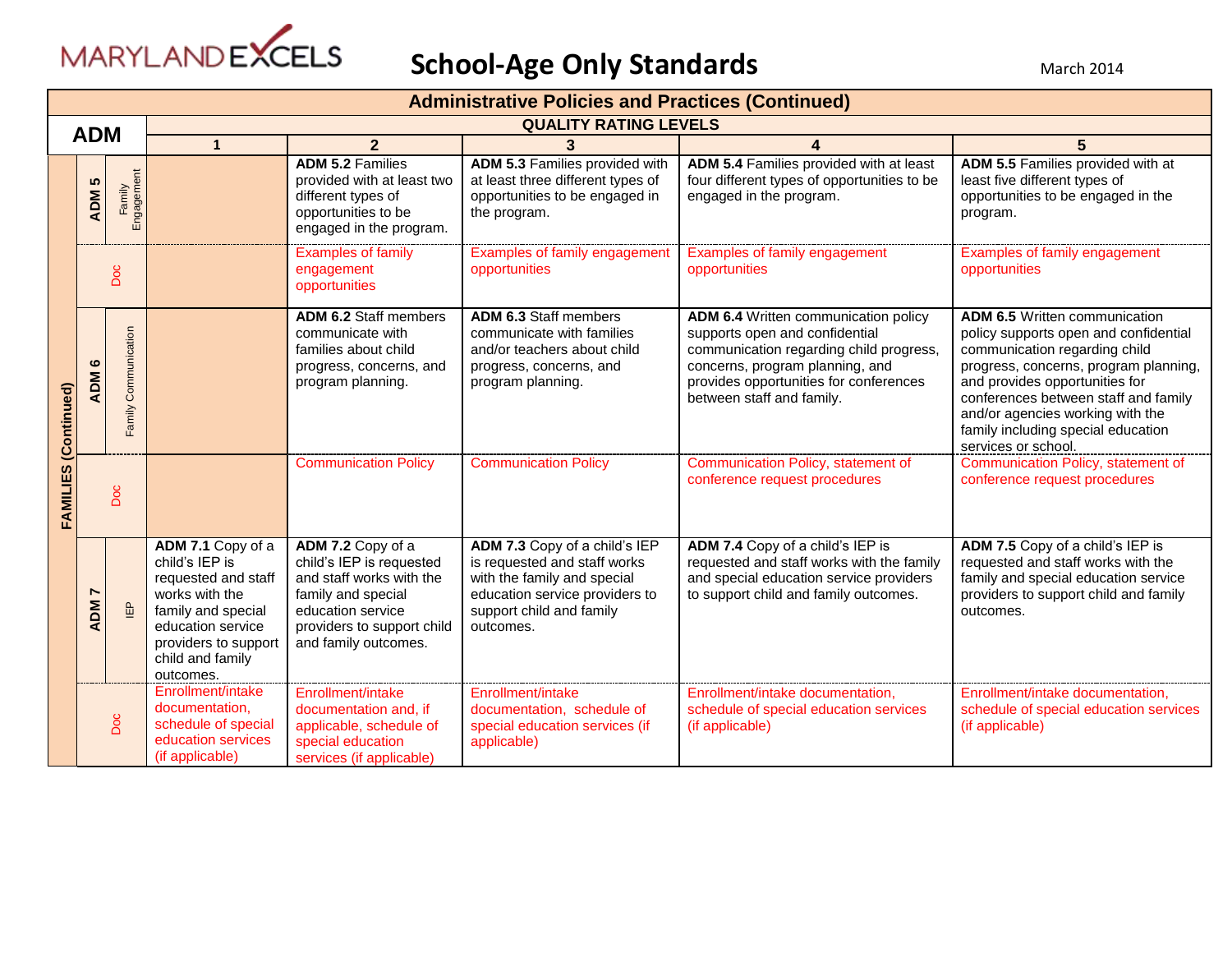# MARYLAND EXCELS

## School-Age Only Standards

March 2014

| Administrative Policies and Practices (Continued) | | | | | | | |
|---|---|---|---|---|---|---|---|
| **ADM** | | | **QUALITY RATING LEVELS** | | | | |
| | | | **1** | **2** | **3** | **4** | **5** |
| **FAMILIES (Continued)** | **ADM 5** | Family Engagement | | **ADM 5.2** Families provided with at least two different types of opportunities to be engaged in the program. | **ADM 5.3** Families provided with at least three different types of opportunities to be engaged in the program. | **ADM 5.4** Families provided with at least four different types of opportunities to be engaged in the program. | **ADM 5.5** Families provided with at least five different types of opportunities to be engaged in the program. |
| | Doc | | | Examples of family engagement opportunities | Examples of family engagement opportunities | Examples of family engagement opportunities | Examples of family engagement opportunities |
| | **ADM 6** | Family Communication | | **ADM 6.2** Staff members communicate with families about child progress, concerns, and program planning. | **ADM 6.3** Staff members communicate with families and/or teachers about child progress, concerns, and program planning. | **ADM 6.4** Written communication policy supports open and confidential communication regarding child progress, concerns, program planning, and provides opportunities for conferences between staff and family. | **ADM 6.5** Written communication policy supports open and confidential communication regarding child progress, concerns, program planning, and provides opportunities for conferences between staff and family and/or agencies working with the family including special education services or school. |
| | Doc | | | Communication Policy | Communication Policy | Communication Policy, statement of conference request procedures | Communication Policy, statement of conference request procedures |
| | **ADM 7** | IEP | **ADM 7.1** Copy of a child's IEP is requested and staff works with the family and special education service providers to support child and family outcomes. | **ADM 7.2** Copy of a child's IEP is requested and staff works with the family and special education service providers to support child and family outcomes. | **ADM 7.3** Copy of a child's IEP is requested and staff works with the family and special education service providers to support child and family outcomes. | **ADM 7.4** Copy of a child's IEP is requested and staff works with the family and special education service providers to support child and family outcomes. | **ADM 7.5** Copy of a child's IEP is requested and staff works with the family and special education service providers to support child and family outcomes. |
| | Doc | | Enrollment/intake documentation, schedule of special education services (if applicable) | Enrollment/intake documentation and, if applicable, schedule of special education services (if applicable) | Enrollment/intake documentation, schedule of special education services (if applicable) | Enrollment/intake documentation, schedule of special education services (if applicable) | Enrollment/intake documentation, schedule of special education services (if applicable) |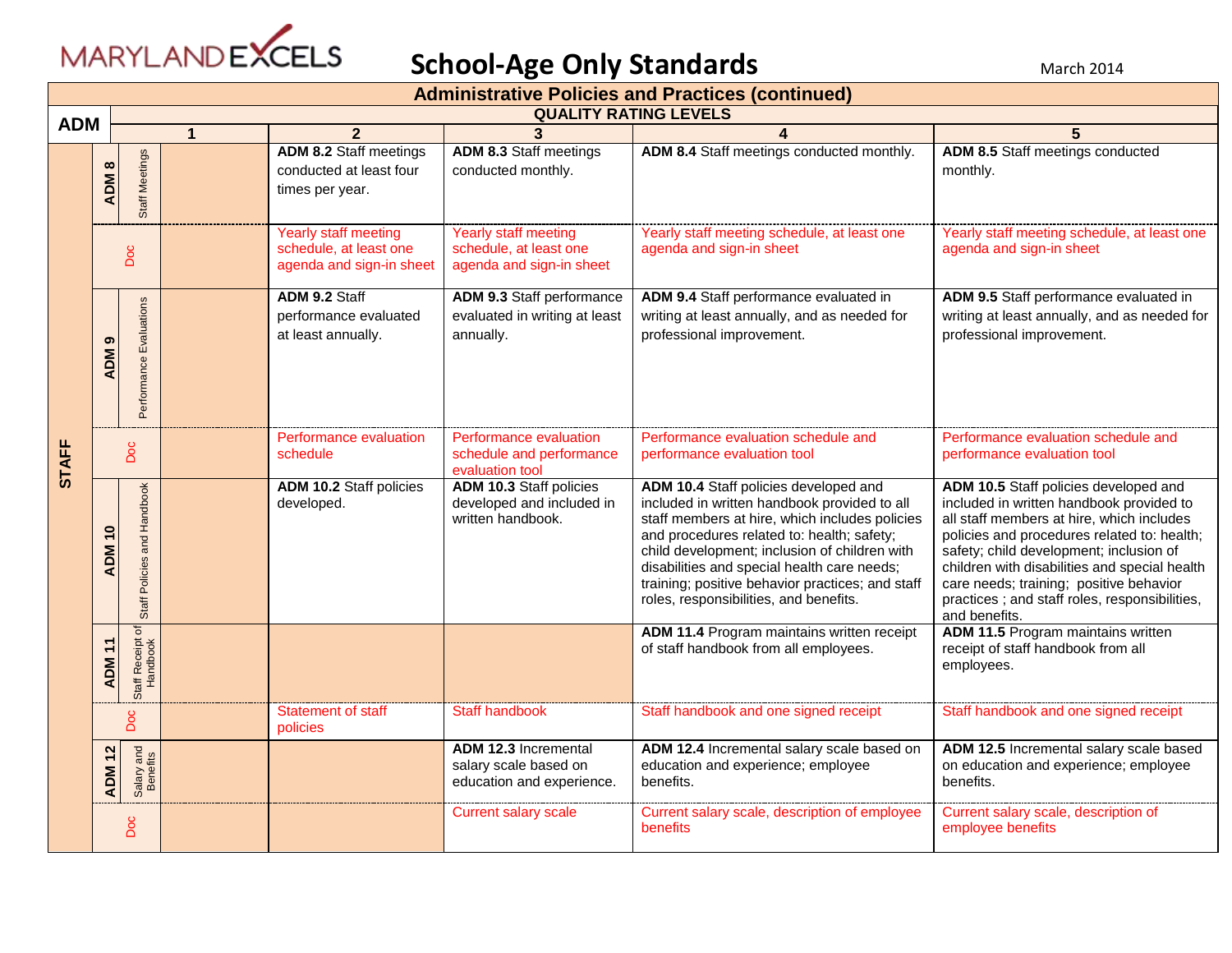# MARYLAND EXCELS — School-Age Only Standards

March 2014

## Administrative Policies and Practices (continued)

| ADM | | | QUALITY RATING LEVELS | | | | |
|---|---|---|---|---|---|---|---|
| | | | 1 | 2 | 3 | 4 | 5 |
| STAFF | ADM 8 | Staff Meetings | | **ADM 8.2** Staff meetings conducted at least four times per year. | **ADM 8.3** Staff meetings conducted monthly. | **ADM 8.4** Staff meetings conducted monthly. | **ADM 8.5** Staff meetings conducted monthly. |
| | Doc | | | Yearly staff meeting schedule, at least one agenda and sign-in sheet | Yearly staff meeting schedule, at least one agenda and sign-in sheet | Yearly staff meeting schedule, at least one agenda and sign-in sheet | Yearly staff meeting schedule, at least one agenda and sign-in sheet |
| | ADM 9 | Performance Evaluations | | **ADM 9.2** Staff performance evaluated at least annually. | **ADM 9.3** Staff performance evaluated in writing at least annually. | **ADM 9.4** Staff performance evaluated in writing at least annually, and as needed for professional improvement. | **ADM 9.5** Staff performance evaluated in writing at least annually, and as needed for professional improvement. |
| | Doc | | | Performance evaluation schedule | Performance evaluation schedule and performance evaluation tool | Performance evaluation schedule and performance evaluation tool | Performance evaluation schedule and performance evaluation tool |
| | ADM 10 | Staff Policies and Handbook | | **ADM 10.2** Staff policies developed. | **ADM 10.3** Staff policies developed and included in written handbook. | **ADM 10.4** Staff policies developed and included in written handbook provided to all staff members at hire, which includes policies and procedures related to: health; safety; child development; inclusion of children with disabilities and special health care needs; training; positive behavior practices; and staff roles, responsibilities, and benefits. | **ADM 10.5** Staff policies developed and included in written handbook provided to all staff members at hire, which includes policies and procedures related to: health; safety; child development; inclusion of children with disabilities and special health care needs; training; positive behavior practices ; and staff roles, responsibilities, and benefits. |
| | ADM 11 | Staff Receipt of Handbook | | | | **ADM 11.4** Program maintains written receipt of staff handbook from all employees. | **ADM 11.5** Program maintains written receipt of staff handbook from all employees. |
| | Doc | | | Statement of staff policies | Staff handbook | Staff handbook and one signed receipt | Staff handbook and one signed receipt |
| | ADM 12 | Salary and Benefits | | | **ADM 12.3** Incremental salary scale based on education and experience. | **ADM 12.4** Incremental salary scale based on education and experience; employee benefits. | **ADM 12.5** Incremental salary scale based on education and experience; employee benefits. |
| | Doc | | | | Current salary scale | Current salary scale, description of employee benefits | Current salary scale, description of employee benefits |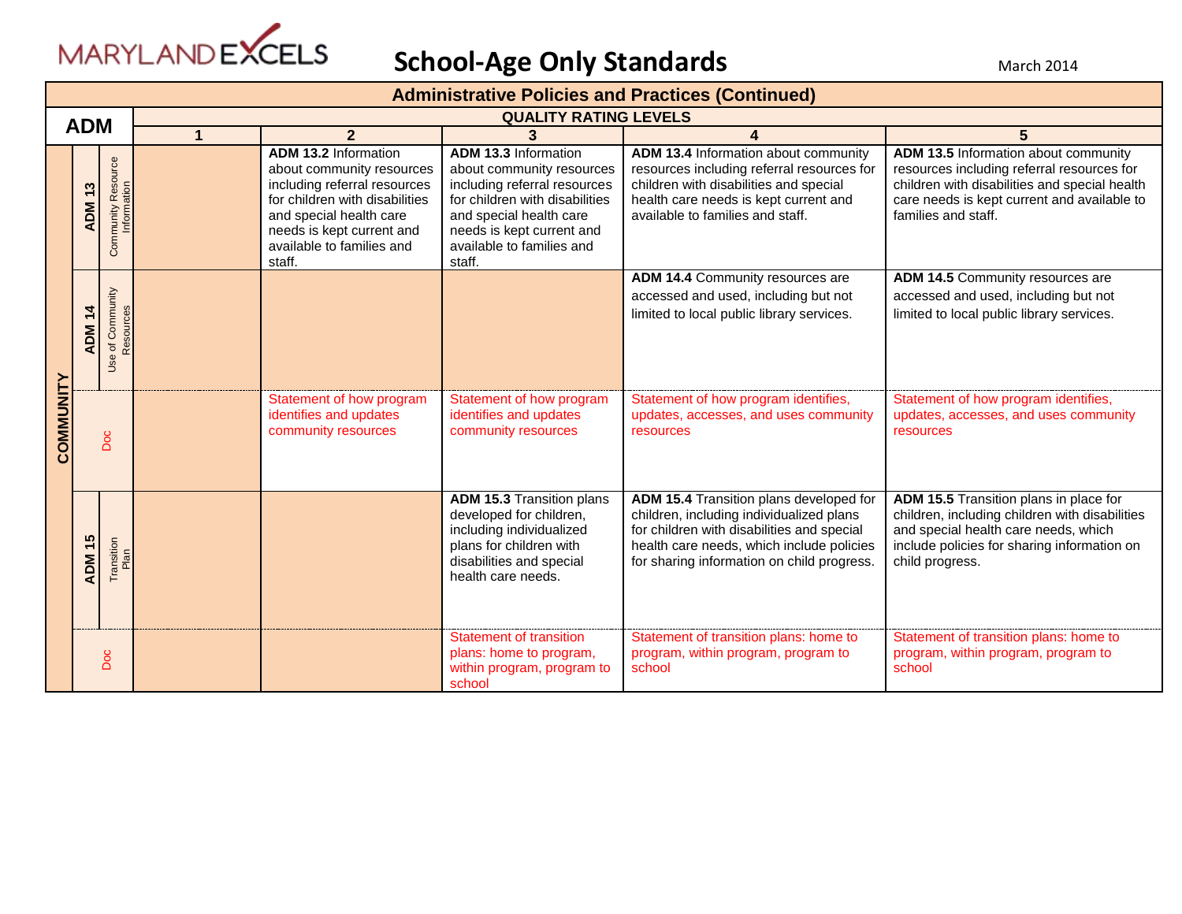MARYLAND EXCELS

# School-Age Only Standards

March 2014

## Administrative Policies and Practices (Continued)

| ADM | | | QUALITY RATING LEVELS 1 | 2 | 3 | 4 | 5 |
|---|---|---|---|---|---|---|---|
| COMMUNITY | ADM 13 | Community Resource Information | | **ADM 13.2** Information about community resources including referral resources for children with disabilities and special health care needs is kept current and available to families and staff. | **ADM 13.3** Information about community resources including referral resources for children with disabilities and special health care needs is kept current and available to families and staff. | **ADM 13.4** Information about community resources including referral resources for children with disabilities and special health care needs is kept current and available to families and staff. | **ADM 13.5** Information about community resources including referral resources for children with disabilities and special health care needs is kept current and available to families and staff. |
| | ADM 14 | Use of Community Resources | | | | **ADM 14.4** Community resources are accessed and used, including but not limited to local public library services. | **ADM 14.5** Community resources are accessed and used, including but not limited to local public library services. |
| | Doc | | | Statement of how program identifies and updates community resources | Statement of how program identifies and updates community resources | Statement of how program identifies, updates, accesses, and uses community resources | Statement of how program identifies, updates, accesses, and uses community resources |
| | ADM 15 | Transition Plan | | | **ADM 15.3** Transition plans developed for children, including individualized plans for children with disabilities and special health care needs. | **ADM 15.4** Transition plans developed for children, including individualized plans for children with disabilities and special health care needs, which include policies for sharing information on child progress. | **ADM 15.5** Transition plans in place for children, including children with disabilities and special health care needs, which include policies for sharing information on child progress. |
| | Doc | | | | Statement of transition plans: home to program, within program, program to school | Statement of transition plans: home to program, within program, program to school | Statement of transition plans: home to program, within program, program to school |